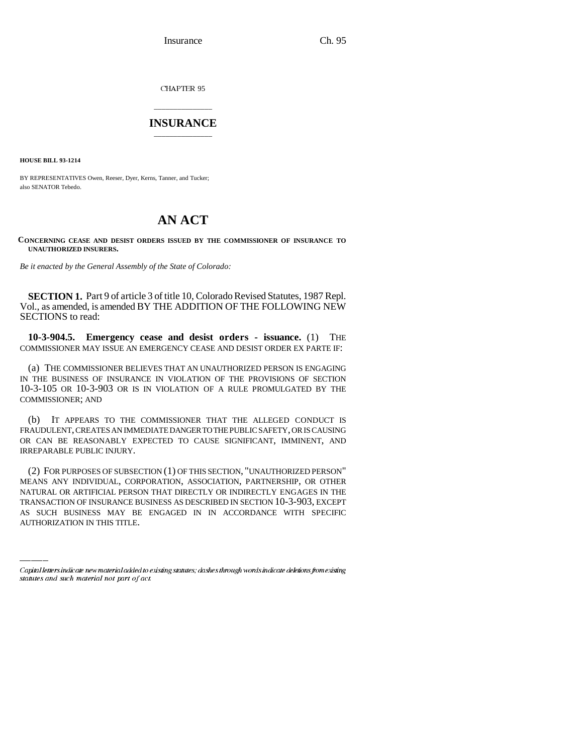CHAPTER 95

# INSURANCE

**HOUSE BILL 93-1214**

BY REPRESENTATIVES Owen, Reeser, Dyer, Kerns, Tanner, and Tucker; also SENATOR Tebedo.

# AN ACT

**CONCERNING CEASE AND DESIST ORDERS ISSUED BY THE COMMISSIONER OF INSURANCE TO UNAUTHORIZED INSURERS.**

*Be it enacted by the General Assembly of the State of Colorado:*

**SECTION 1.** Part 9 of article 3 of title 10, Colorado Revised Statutes, 1987 Repl. Vol., as amended, is amended BY THE ADDITION OF THE FOLLOWING NEW SECTIONS to read:

**10-3-904.5. Emergency cease and desist orders - issuance.** (1) THE COMMISSIONER MAY ISSUE AN EMERGENCY CEASE AND DESIST ORDER EX PARTE IF:

(a) THE COMMISSIONER BELIEVES THAT AN UNAUTHORIZED PERSON IS ENGAGING IN THE BUSINESS OF INSURANCE IN VIOLATION OF THE PROVISIONS OF SECTION 10-3-105 OR 10-3-903 OR IS IN VIOLATION OF A RULE PROMULGATED BY THE COMMISSIONER; AND

(b) IT APPEARS TO THE COMMISSIONER THAT THE ALLEGED CONDUCT IS FRAUDULENT, CREATES AN IMMEDIATE DANGER TO THE PUBLIC SAFETY, OR IS CAUSING OR CAN BE REASONABLY EXPECTED TO CAUSE SIGNIFICANT, IMMINENT, AND IRREPARABLE PUBLIC INJURY.

(2) FOR PURPOSES OF SUBSECTION (1) OF THIS SECTION, "UNAUTHORIZED PERSON" MEANS ANY INDIVIDUAL, CORPORATION, ASSOCIATION, PARTNERSHIP, OR OTHER NATURAL OR ARTIFICIAL PERSON THAT DIRECTLY OR INDIRECTLY ENGAGES IN THE TRANSACTION OF INSURANCE BUSINESS AS DESCRIBED IN SECTION 10-3-903, EXCEPT AS SUCH BUSINESS MAY BE ENGAGED IN IN ACCORDANCE WITH SPECIFIC AUTHORIZATION IN THIS TITLE.

*Capital letters indicate new material added to existing statutes; dashes through words indicate deletions from existing statutes and such material not part of act.*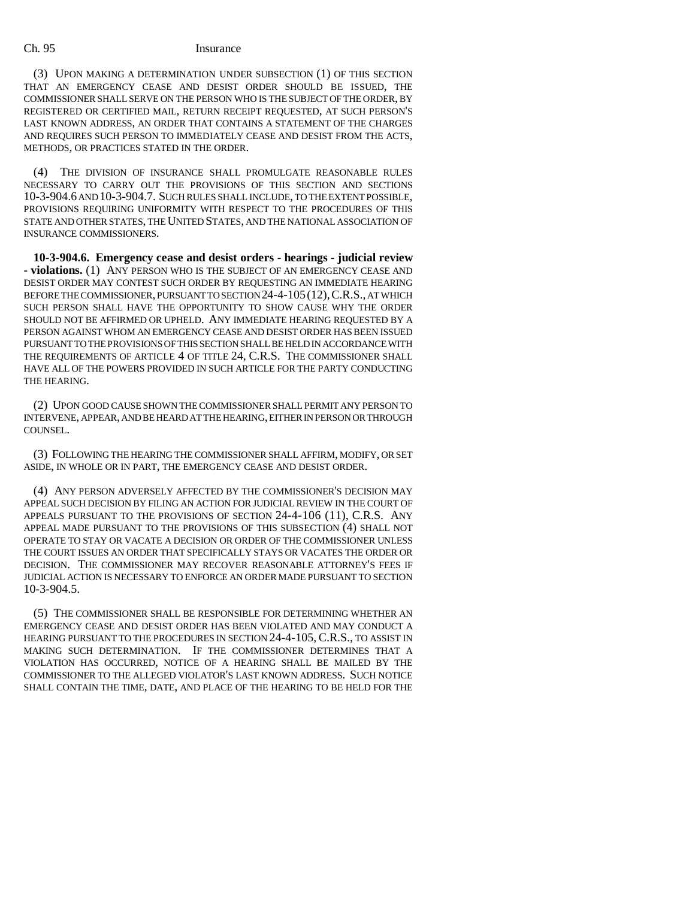(3) UPON MAKING A DETERMINATION UNDER SUBSECTION (1) OF THIS SECTION THAT AN EMERGENCY CEASE AND DESIST ORDER SHOULD BE ISSUED, THE COMMISSIONER SHALL SERVE ON THE PERSON WHO IS THE SUBJECT OF THE ORDER, BY REGISTERED OR CERTIFIED MAIL, RETURN RECEIPT REQUESTED, AT SUCH PERSON'S LAST KNOWN ADDRESS, AN ORDER THAT CONTAINS A STATEMENT OF THE CHARGES AND REQUIRES SUCH PERSON TO IMMEDIATELY CEASE AND DESIST FROM THE ACTS, METHODS, OR PRACTICES STATED IN THE ORDER.

(4) THE DIVISION OF INSURANCE SHALL PROMULGATE REASONABLE RULES NECESSARY TO CARRY OUT THE PROVISIONS OF THIS SECTION AND SECTIONS 10-3-904.6 AND 10-3-904.7. SUCH RULES SHALL INCLUDE, TO THE EXTENT POSSIBLE, PROVISIONS REQUIRING UNIFORMITY WITH RESPECT TO THE PROCEDURES OF THIS STATE AND OTHER STATES, THE UNITED STATES, AND THE NATIONAL ASSOCIATION OF INSURANCE COMMISSIONERS.

**10-3-904.6. Emergency cease and desist orders - hearings - judicial review - violations.** (1) ANY PERSON WHO IS THE SUBJECT OF AN EMERGENCY CEASE AND DESIST ORDER MAY CONTEST SUCH ORDER BY REQUESTING AN IMMEDIATE HEARING BEFORE THE COMMISSIONER, PURSUANT TO SECTION 24-4-105 (12), C.R.S., AT WHICH SUCH PERSON SHALL HAVE THE OPPORTUNITY TO SHOW CAUSE WHY THE ORDER SHOULD NOT BE AFFIRMED OR UPHELD. ANY IMMEDIATE HEARING REQUESTED BY A PERSON AGAINST WHOM AN EMERGENCY CEASE AND DESIST ORDER HAS BEEN ISSUED PURSUANT TO THE PROVISIONS OF THIS SECTION SHALL BE HELD IN ACCORDANCE WITH THE REQUIREMENTS OF ARTICLE 4 OF TITLE 24, C.R.S. THE COMMISSIONER SHALL HAVE ALL OF THE POWERS PROVIDED IN SUCH ARTICLE FOR THE PARTY CONDUCTING THE HEARING.

(2) UPON GOOD CAUSE SHOWN THE COMMISSIONER SHALL PERMIT ANY PERSON TO INTERVENE, APPEAR, AND BE HEARD AT THE HEARING, EITHER IN PERSON OR THROUGH COUNSEL.

(3) FOLLOWING THE HEARING THE COMMISSIONER SHALL AFFIRM, MODIFY, OR SET ASIDE, IN WHOLE OR IN PART, THE EMERGENCY CEASE AND DESIST ORDER.

(4) ANY PERSON ADVERSELY AFFECTED BY THE COMMISSIONER'S DECISION MAY APPEAL SUCH DECISION BY FILING AN ACTION FOR JUDICIAL REVIEW IN THE COURT OF APPEALS PURSUANT TO THE PROVISIONS OF SECTION 24-4-106 (11), C.R.S. ANY APPEAL MADE PURSUANT TO THE PROVISIONS OF THIS SUBSECTION (4) SHALL NOT OPERATE TO STAY OR VACATE A DECISION OR ORDER OF THE COMMISSIONER UNLESS THE COURT ISSUES AN ORDER THAT SPECIFICALLY STAYS OR VACATES THE ORDER OR DECISION. THE COMMISSIONER MAY RECOVER REASONABLE ATTORNEY'S FEES IF JUDICIAL ACTION IS NECESSARY TO ENFORCE AN ORDER MADE PURSUANT TO SECTION 10-3-904.5.

(5) THE COMMISSIONER SHALL BE RESPONSIBLE FOR DETERMINING WHETHER AN EMERGENCY CEASE AND DESIST ORDER HAS BEEN VIOLATED AND MAY CONDUCT A HEARING PURSUANT TO THE PROCEDURES IN SECTION 24-4-105, C.R.S., TO ASSIST IN MAKING SUCH DETERMINATION. IF THE COMMISSIONER DETERMINES THAT A VIOLATION HAS OCCURRED, NOTICE OF A HEARING SHALL BE MAILED BY THE COMMISSIONER TO THE ALLEGED VIOLATOR'S LAST KNOWN ADDRESS. SUCH NOTICE SHALL CONTAIN THE TIME, DATE, AND PLACE OF THE HEARING TO BE HELD FOR THE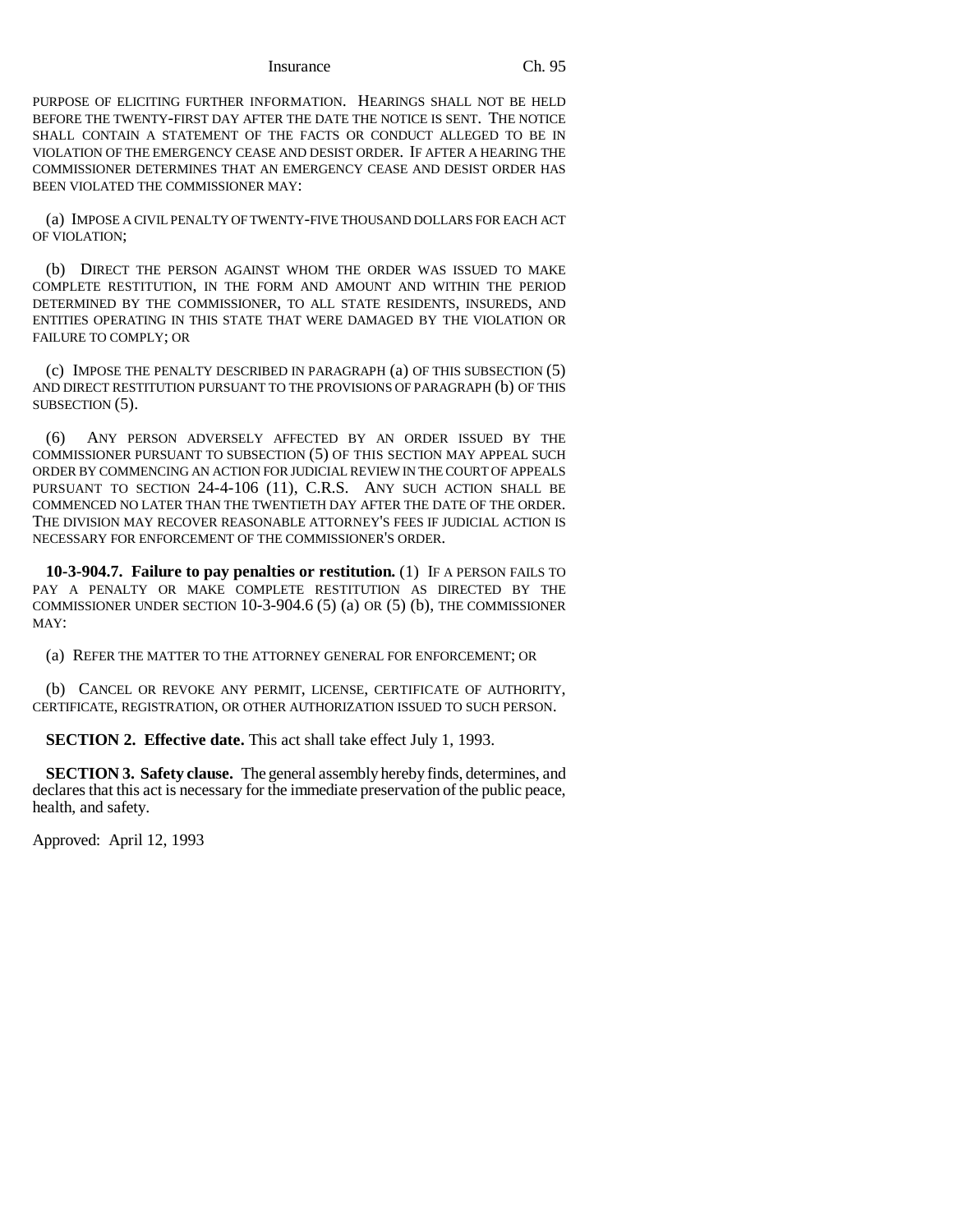PURPOSE OF ELICITING FURTHER INFORMATION. HEARINGS SHALL NOT BE HELD BEFORE THE TWENTY-FIRST DAY AFTER THE DATE THE NOTICE IS SENT. THE NOTICE SHALL CONTAIN A STATEMENT OF THE FACTS OR CONDUCT ALLEGED TO BE IN VIOLATION OF THE EMERGENCY CEASE AND DESIST ORDER. IF AFTER A HEARING THE COMMISSIONER DETERMINES THAT AN EMERGENCY CEASE AND DESIST ORDER HAS BEEN VIOLATED THE COMMISSIONER MAY:

(a) IMPOSE A CIVIL PENALTY OF TWENTY-FIVE THOUSAND DOLLARS FOR EACH ACT OF VIOLATION;

(b) DIRECT THE PERSON AGAINST WHOM THE ORDER WAS ISSUED TO MAKE COMPLETE RESTITUTION, IN THE FORM AND AMOUNT AND WITHIN THE PERIOD DETERMINED BY THE COMMISSIONER, TO ALL STATE RESIDENTS, INSUREDS, AND ENTITIES OPERATING IN THIS STATE THAT WERE DAMAGED BY THE VIOLATION OR FAILURE TO COMPLY; OR

(c) IMPOSE THE PENALTY DESCRIBED IN PARAGRAPH (a) OF THIS SUBSECTION (5) AND DIRECT RESTITUTION PURSUANT TO THE PROVISIONS OF PARAGRAPH (b) OF THIS SUBSECTION (5).

(6) ANY PERSON ADVERSELY AFFECTED BY AN ORDER ISSUED BY THE COMMISSIONER PURSUANT TO SUBSECTION (5) OF THIS SECTION MAY APPEAL SUCH ORDER BY COMMENCING AN ACTION FOR JUDICIAL REVIEW IN THE COURT OF APPEALS PURSUANT TO SECTION 24-4-106 (11), C.R.S. ANY SUCH ACTION SHALL BE COMMENCED NO LATER THAN THE TWENTIETH DAY AFTER THE DATE OF THE ORDER. THE DIVISION MAY RECOVER REASONABLE ATTORNEY'S FEES IF JUDICIAL ACTION IS NECESSARY FOR ENFORCEMENT OF THE COMMISSIONER'S ORDER.

**10-3-904.7. Failure to pay penalties or restitution.** (1) IF A PERSON FAILS TO PAY A PENALTY OR MAKE COMPLETE RESTITUTION AS DIRECTED BY THE COMMISSIONER UNDER SECTION 10-3-904.6 (5) (a) OR (5) (b), THE COMMISSIONER MAY:

(a) REFER THE MATTER TO THE ATTORNEY GENERAL FOR ENFORCEMENT; OR

(b) CANCEL OR REVOKE ANY PERMIT, LICENSE, CERTIFICATE OF AUTHORITY, CERTIFICATE, REGISTRATION, OR OTHER AUTHORIZATION ISSUED TO SUCH PERSON.

**SECTION 2. Effective date.** This act shall take effect July 1, 1993.

**SECTION 3. Safety clause.** The general assembly hereby finds, determines, and declares that this act is necessary for the immediate preservation of the public peace, health, and safety.

Approved: April 12, 1993